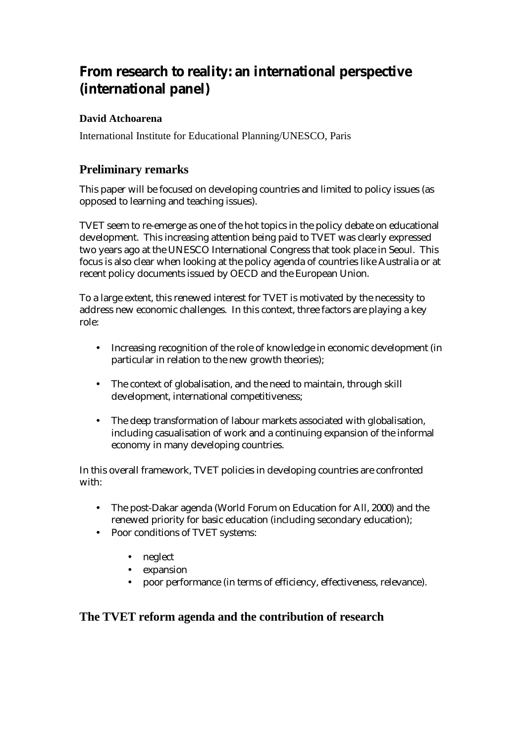# From research to reality: an international perspective (international panel)

**David Atchoarena**

International Institute for Educational Planning/UNESCO, Paris

## Preliminary remarks

This paper will be focused on developing countries and limited to policy issues (as opposed to learning and teaching issues).

TVET seem to re-emerge as one of the hot topics in the policy debate on educational development. This increasing attention being paid to TVET was clearly expressed two years ago at the UNESCO International Congress that took place in Seoul. This focus is also clear when looking at the policy agenda of countries like Australia or at recent policy documents issued by OECD and the European Union.

To a large extent, this renewed interest for TVET is motivated by the necessity to address new economic challenges. In this context, three factors are playing a key role:

- Increasing recognition of the role of knowledge in economic development (in particular in relation to the new growth theories);
- The context of globalisation, and the need to maintain, through skill development, international competitiveness;
- The deep transformation of labour markets associated with globalisation, including casualisation of work and a continuing expansion of the informal economy in many developing countries.

In this overall framework, TVET policies in developing countries are confronted with:

- The post-Dakar agenda (World Forum on Education for All, 2000) and the renewed priority for basic education (including secondary education);
- Poor conditions of TVET systems:
  - neglect
  - expansion
  - poor performance (in terms of efficiency, effectiveness, relevance).

## The TVET reform agenda and the contribution of research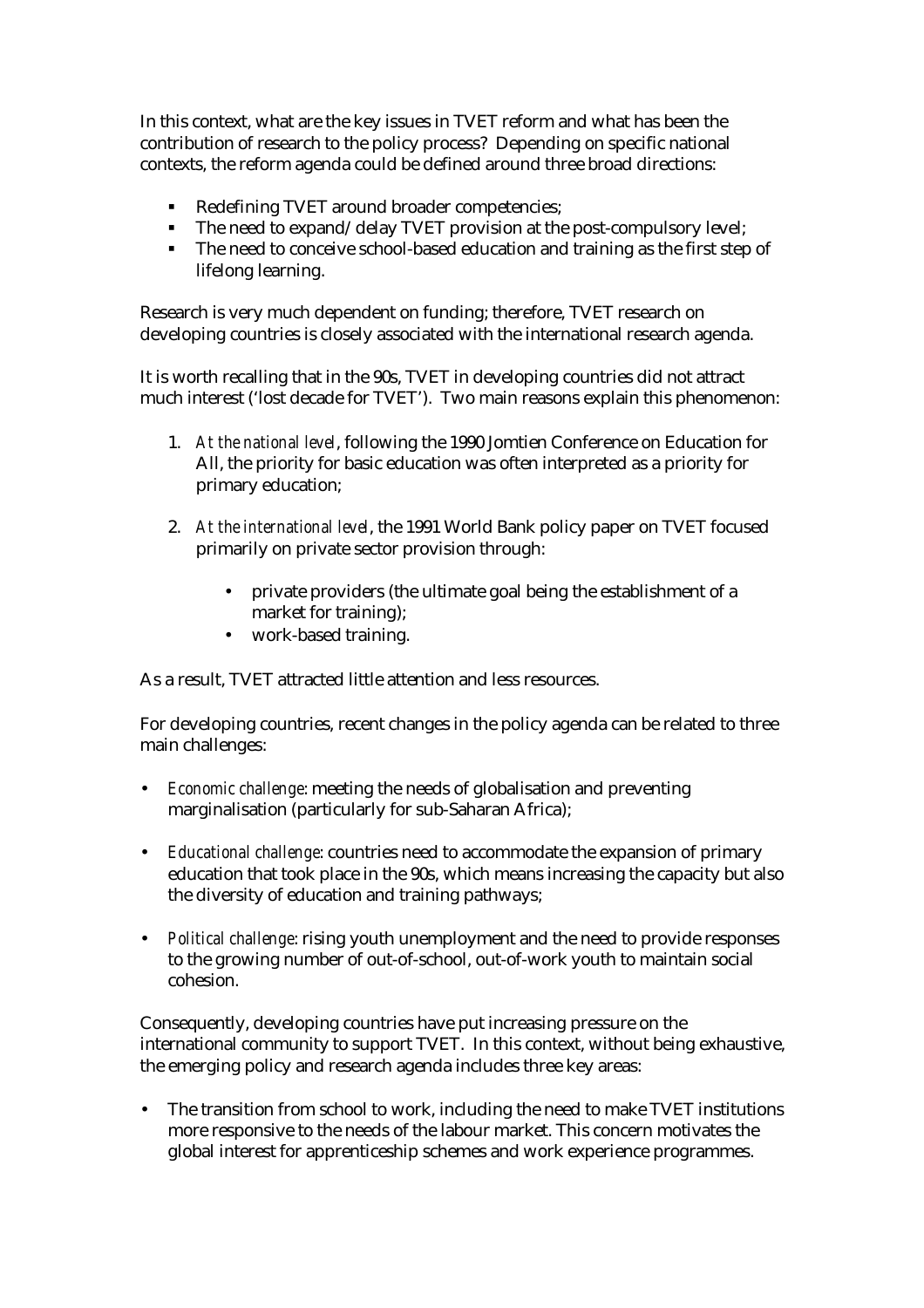In this context, what are the key issues in TVET reform and what has been the contribution of research to the policy process? Depending on specific national contexts, the reform agenda could be defined around three broad directions:

- Redefining TVET around broader competencies;
- The need to expand/delay TVET provision at the post-compulsory level;
- The need to conceive school-based education and training as the first step of lifelong learning.

Research is very much dependent on funding; therefore, TVET research on developing countries is closely associated with the international research agenda.

It is worth recalling that in the 90s, TVET in developing countries did not attract much interest ('lost decade for TVET'). Two main reasons explain this phenomenon:

1. *At the national level*, following the 1990 Jomtien Conference on Education for All, the priority for basic education was often interpreted as a priority for primary education;

2. *At the international level*, the 1991 World Bank policy paper on TVET focused primarily on private sector provision through:

    - private providers (the ultimate goal being the establishment of a market for training);
    - work-based training.

As a result, TVET attracted little attention and less resources.

For developing countries, recent changes in the policy agenda can be related to three main challenges:

- *Economic challenge*: meeting the needs of globalisation and preventing marginalisation (particularly for sub-Saharan Africa);

- *Educational challenge*: countries need to accommodate the expansion of primary education that took place in the 90s, which means increasing the capacity but also the diversity of education and training pathways;

- *Political challenge*: rising youth unemployment and the need to provide responses to the growing number of out-of-school, out-of-work youth to maintain social cohesion.

Consequently, developing countries have put increasing pressure on the international community to support TVET. In this context, without being exhaustive, the emerging policy and research agenda includes three key areas:

- The transition from school to work, including the need to make TVET institutions more responsive to the needs of the labour market. This concern motivates the global interest for apprenticeship schemes and work experience programmes.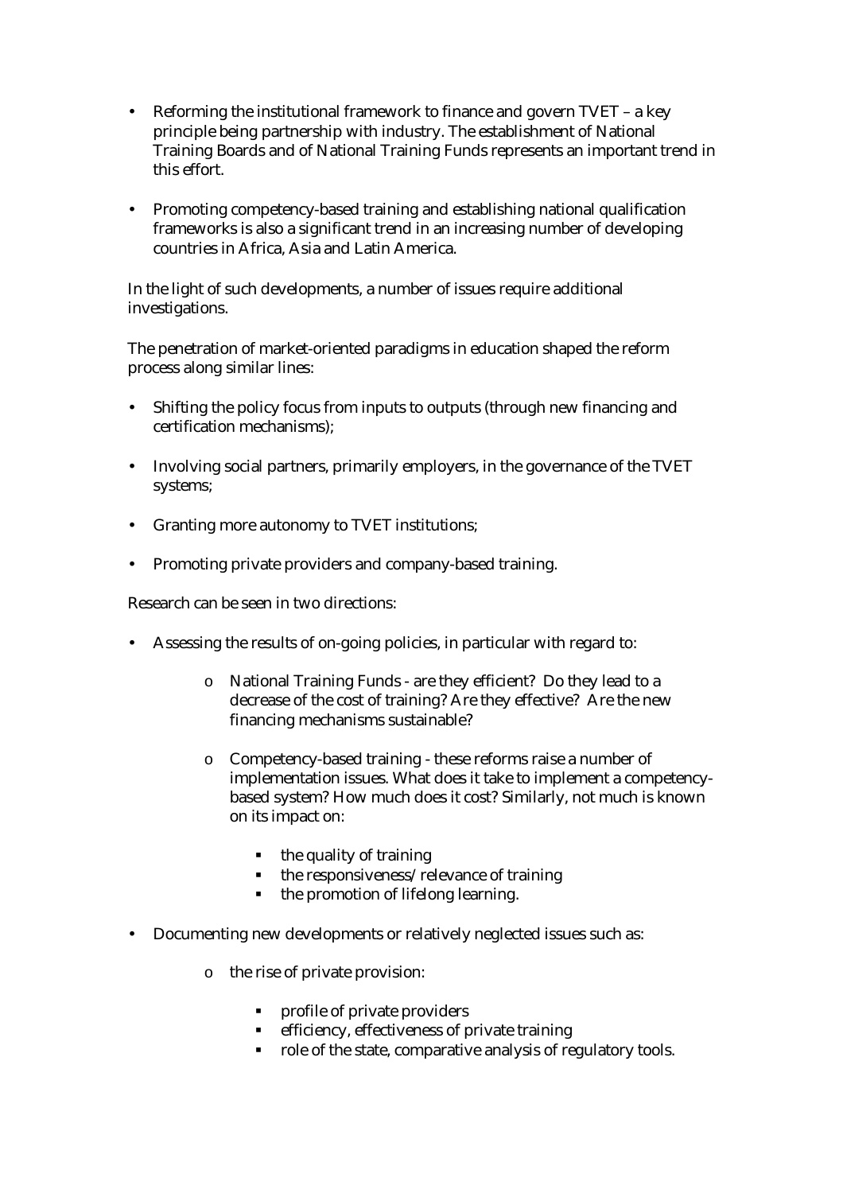- Reforming the institutional framework to finance and govern TVET – a key principle being partnership with industry. The establishment of National Training Boards and of National Training Funds represents an important trend in this effort.

- Promoting competency-based training and establishing national qualification frameworks is also a significant trend in an increasing number of developing countries in Africa, Asia and Latin America.

In the light of such developments, a number of issues require additional investigations.

The penetration of market-oriented paradigms in education shaped the reform process along similar lines:

- Shifting the policy focus from inputs to outputs (through new financing and certification mechanisms);

- Involving social partners, primarily employers, in the governance of the TVET systems;

- Granting more autonomy to TVET institutions;

- Promoting private providers and company-based training.

Research can be seen in two directions:

- Assessing the results of on-going policies, in particular with regard to:

    - National Training Funds - are they efficient? Do they lead to a decrease of the cost of training? Are they effective? Are the new financing mechanisms sustainable?

    - Competency-based training - these reforms raise a number of implementation issues. What does it take to implement a competency-based system? How much does it cost? Similarly, not much is known on its impact on:

        - the quality of training
        - the responsiveness/relevance of training
        - the promotion of lifelong learning.

- Documenting new developments or relatively neglected issues such as:

    - the rise of private provision:

        - profile of private providers
        - efficiency, effectiveness of private training
        - role of the state, comparative analysis of regulatory tools.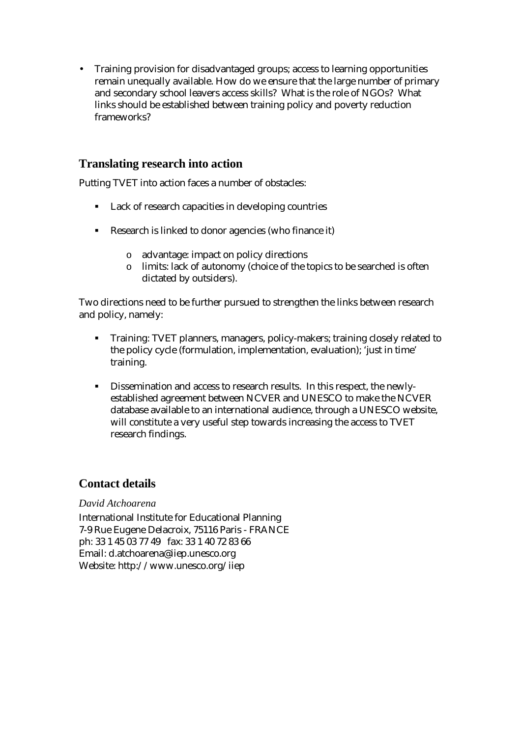- Training provision for disadvantaged groups; access to learning opportunities remain unequally available. How do we ensure that the large number of primary and secondary school leavers access skills? What is the role of NGOs? What links should be established between training policy and poverty reduction frameworks?

## Translating research into action

Putting TVET into action faces a number of obstacles:

- Lack of research capacities in developing countries
- Research is linked to donor agencies (who finance it)
  - advantage: impact on policy directions
  - limits: lack of autonomy (choice of the topics to be searched is often dictated by outsiders).

Two directions need to be further pursued to strengthen the links between research and policy, namely:

- Training: TVET planners, managers, policy-makers; training closely related to the policy cycle (formulation, implementation, evaluation); 'just in time' training.
- Dissemination and access to research results. In this respect, the newly-established agreement between NCVER and UNESCO to make the NCVER database available to an international audience, through a UNESCO website, will constitute a very useful step towards increasing the access to TVET research findings.

## Contact details

*David Atchoarena*

International Institute for Educational Planning
7-9 Rue Eugene Delacroix, 75116 Paris - FRANCE
ph: 33 1 45 03 77 49 fax: 33 1 40 72 83 66
Email: d.atchoarena@iiep.unesco.org
Website: http://www.unesco.org/iiep